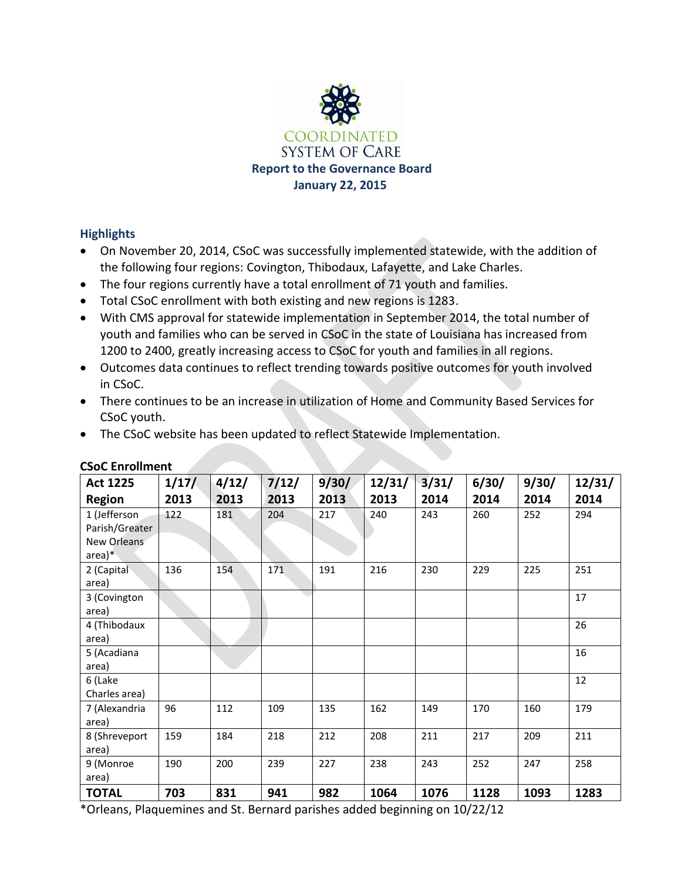# COORDINATED SYSTEM OF CARE

**Report to the Governance Board**
**January 22, 2015**

## Highlights

- On November 20, 2014, CSoC was successfully implemented statewide, with the addition of the following four regions: Covington, Thibodaux, Lafayette, and Lake Charles.
- The four regions currently have a total enrollment of 71 youth and families.
- Total CSoC enrollment with both existing and new regions is 1283.
- With CMS approval for statewide implementation in September 2014, the total number of youth and families who can be served in CSoC in the state of Louisiana has increased from 1200 to 2400, greatly increasing access to CSoC for youth and families in all regions.
- Outcomes data continues to reflect trending towards positive outcomes for youth involved in CSoC.
- There continues to be an increase in utilization of Home and Community Based Services for CSoC youth.
- The CSoC website has been updated to reflect Statewide Implementation.

**CSoC Enrollment**

| Act 1225 Region | 1/17/ 2013 | 4/12/ 2013 | 7/12/ 2013 | 9/30/ 2013 | 12/31/ 2013 | 3/31/ 2014 | 6/30/ 2014 | 9/30/ 2014 | 12/31/ 2014 |
|---|---|---|---|---|---|---|---|---|---|
| 1 (Jefferson Parish/Greater New Orleans area)* | 122 | 181 | 204 | 217 | 240 | 243 | 260 | 252 | 294 |
| 2 (Capital area) | 136 | 154 | 171 | 191 | 216 | 230 | 229 | 225 | 251 |
| 3 (Covington area) | | | | | | | | | 17 |
| 4 (Thibodaux area) | | | | | | | | | 26 |
| 5 (Acadiana area) | | | | | | | | | 16 |
| 6 (Lake Charles area) | | | | | | | | | 12 |
| 7 (Alexandria area) | 96 | 112 | 109 | 135 | 162 | 149 | 170 | 160 | 179 |
| 8 (Shreveport area) | 159 | 184 | 218 | 212 | 208 | 211 | 217 | 209 | 211 |
| 9 (Monroe area) | 190 | 200 | 239 | 227 | 238 | 243 | 252 | 247 | 258 |
| **TOTAL** | **703** | **831** | **941** | **982** | **1064** | **1076** | **1128** | **1093** | **1283** |

*Orleans, Plaquemines and St. Bernard parishes added beginning on 10/22/12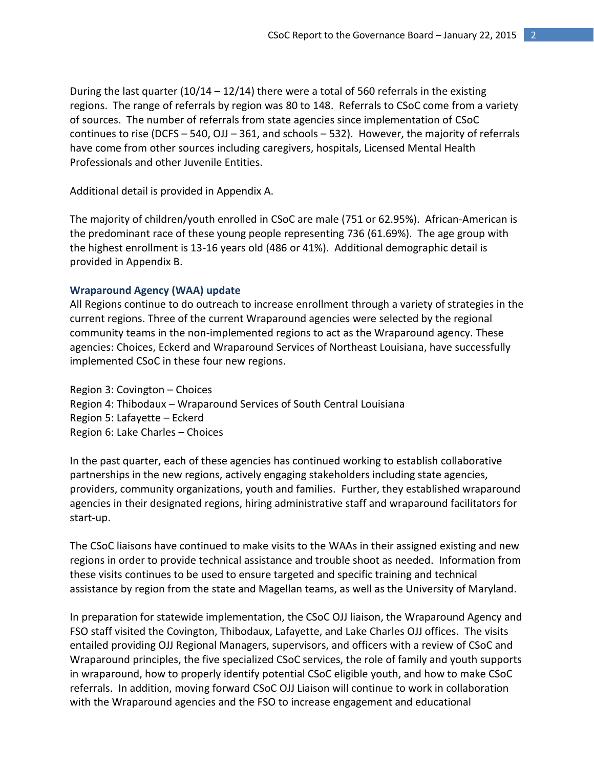During the last quarter (10/14 – 12/14) there were a total of 560 referrals in the existing regions. The range of referrals by region was 80 to 148. Referrals to CSoC come from a variety of sources. The number of referrals from state agencies since implementation of CSoC continues to rise (DCFS – 540, OJJ – 361, and schools – 532). However, the majority of referrals have come from other sources including caregivers, hospitals, Licensed Mental Health Professionals and other Juvenile Entities.

Additional detail is provided in Appendix A.

The majority of children/youth enrolled in CSoC are male (751 or 62.95%). African-American is the predominant race of these young people representing 736 (61.69%). The age group with the highest enrollment is 13-16 years old (486 or 41%). Additional demographic detail is provided in Appendix B.

### Wraparound Agency (WAA) update

All Regions continue to do outreach to increase enrollment through a variety of strategies in the current regions. Three of the current Wraparound agencies were selected by the regional community teams in the non-implemented regions to act as the Wraparound agency. These agencies: Choices, Eckerd and Wraparound Services of Northeast Louisiana, have successfully implemented CSoC in these four new regions.

Region 3: Covington – Choices
Region 4: Thibodaux – Wraparound Services of South Central Louisiana
Region 5: Lafayette – Eckerd
Region 6: Lake Charles – Choices

In the past quarter, each of these agencies has continued working to establish collaborative partnerships in the new regions, actively engaging stakeholders including state agencies, providers, community organizations, youth and families. Further, they established wraparound agencies in their designated regions, hiring administrative staff and wraparound facilitators for start-up.

The CSoC liaisons have continued to make visits to the WAAs in their assigned existing and new regions in order to provide technical assistance and trouble shoot as needed. Information from these visits continues to be used to ensure targeted and specific training and technical assistance by region from the state and Magellan teams, as well as the University of Maryland.

In preparation for statewide implementation, the CSoC OJJ liaison, the Wraparound Agency and FSO staff visited the Covington, Thibodaux, Lafayette, and Lake Charles OJJ offices. The visits entailed providing OJJ Regional Managers, supervisors, and officers with a review of CSoC and Wraparound principles, the five specialized CSoC services, the role of family and youth supports in wraparound, how to properly identify potential CSoC eligible youth, and how to make CSoC referrals. In addition, moving forward CSoC OJJ Liaison will continue to work in collaboration with the Wraparound agencies and the FSO to increase engagement and educational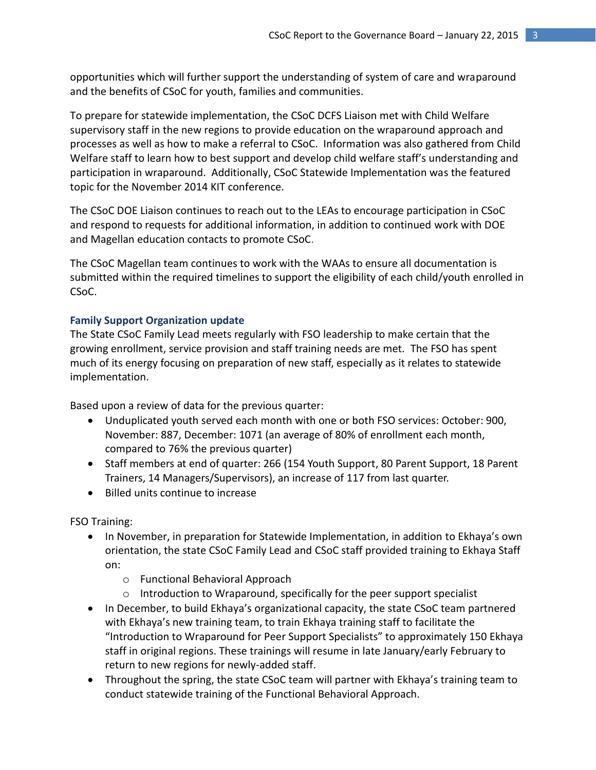opportunities which will further support the understanding of system of care and wraparound and the benefits of CSoC for youth, families and communities.

To prepare for statewide implementation, the CSoC DCFS Liaison met with Child Welfare supervisory staff in the new regions to provide education on the wraparound approach and processes as well as how to make a referral to CSoC. Information was also gathered from Child Welfare staff to learn how to best support and develop child welfare staff's understanding and participation in wraparound. Additionally, CSoC Statewide Implementation was the featured topic for the November 2014 KIT conference.

The CSoC DOE Liaison continues to reach out to the LEAs to encourage participation in CSoC and respond to requests for additional information, in addition to continued work with DOE and Magellan education contacts to promote CSoC.

The CSoC Magellan team continues to work with the WAAs to ensure all documentation is submitted within the required timelines to support the eligibility of each child/youth enrolled in CSoC.

### Family Support Organization update

The State CSoC Family Lead meets regularly with FSO leadership to make certain that the growing enrollment, service provision and staff training needs are met. The FSO has spent much of its energy focusing on preparation of new staff, especially as it relates to statewide implementation.

Based upon a review of data for the previous quarter:

- Unduplicated youth served each month with one or both FSO services: October: 900, November: 887, December: 1071 (an average of 80% of enrollment each month, compared to 76% the previous quarter)
- Staff members at end of quarter: 266 (154 Youth Support, 80 Parent Support, 18 Parent Trainers, 14 Managers/Supervisors), an increase of 117 from last quarter.
- Billed units continue to increase

FSO Training:

- In November, in preparation for Statewide Implementation, in addition to Ekhaya's own orientation, the state CSoC Family Lead and CSoC staff provided training to Ekhaya Staff on:
  - Functional Behavioral Approach
  - Introduction to Wraparound, specifically for the peer support specialist
- In December, to build Ekhaya's organizational capacity, the state CSoC team partnered with Ekhaya's new training team, to train Ekhaya training staff to facilitate the "Introduction to Wraparound for Peer Support Specialists" to approximately 150 Ekhaya staff in original regions. These trainings will resume in late January/early February to return to new regions for newly-added staff.
- Throughout the spring, the state CSoC team will partner with Ekhaya's training team to conduct statewide training of the Functional Behavioral Approach.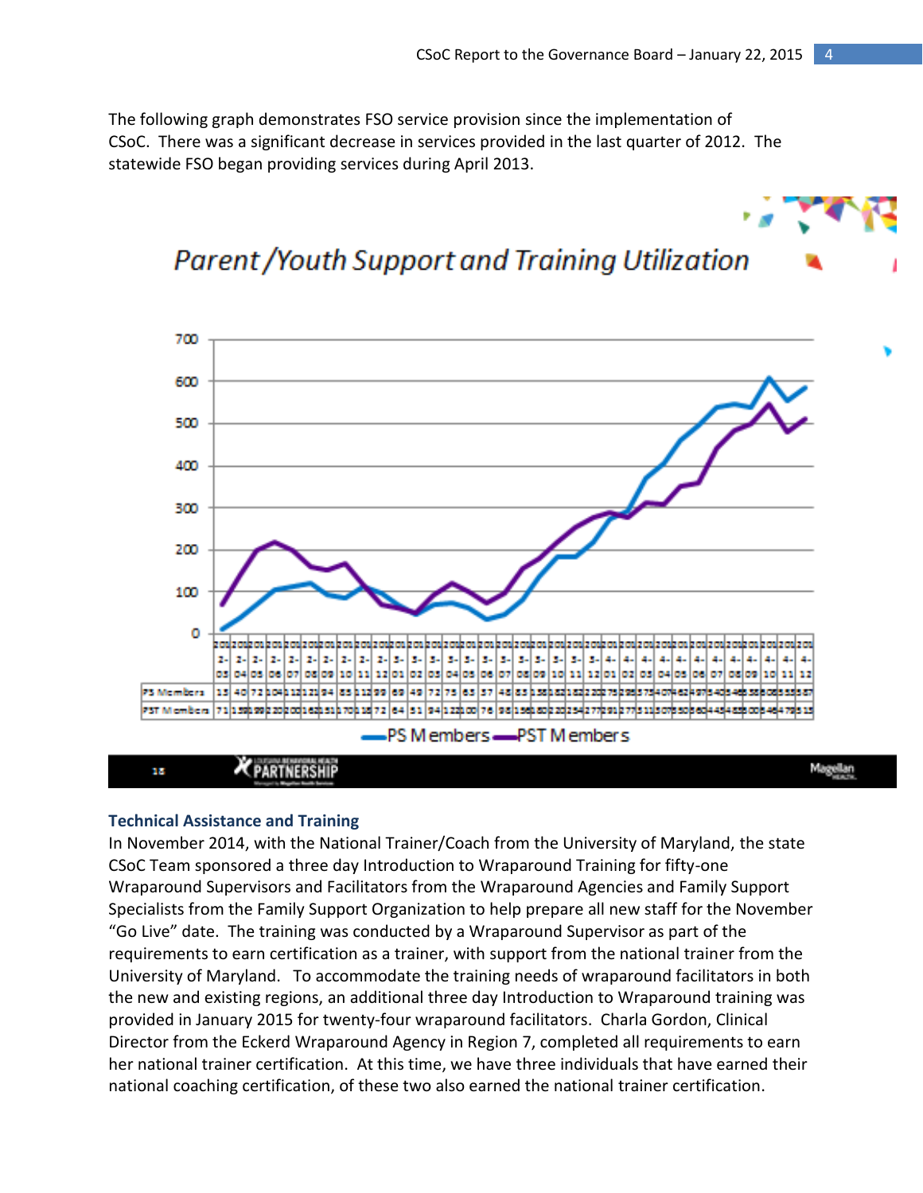The following graph demonstrates FSO service provision since the implementation of CSoC. There was a significant decrease in services provided in the last quarter of 2012. The statewide FSO began providing services during April 2013.

## Technical Assistance and Training

In November 2014, with the National Trainer/Coach from the University of Maryland, the state CSoC Team sponsored a three day Introduction to Wraparound Training for fifty-one Wraparound Supervisors and Facilitators from the Wraparound Agencies and Family Support Specialists from the Family Support Organization to help prepare all new staff for the November "Go Live" date. The training was conducted by a Wraparound Supervisor as part of the requirements to earn certification as a trainer, with support from the national trainer from the University of Maryland. To accommodate the training needs of wraparound facilitators in both the new and existing regions, an additional three day Introduction to Wraparound training was provided in January 2015 for twenty-four wraparound facilitators. Charla Gordon, Clinical Director from the Eckerd Wraparound Agency in Region 7, completed all requirements to earn her national trainer certification. At this time, we have three individuals that have earned their national coaching certification, of these two also earned the national trainer certification.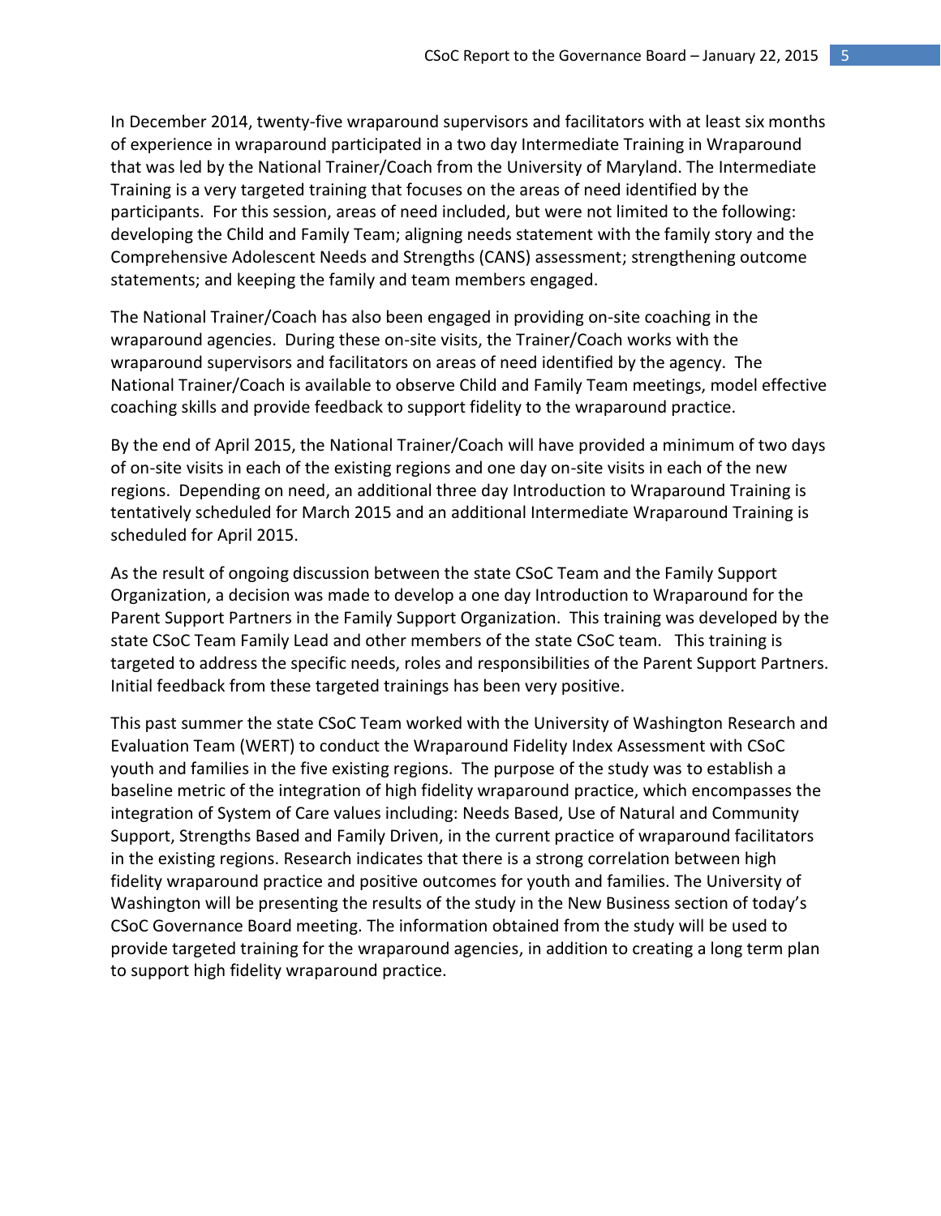In December 2014, twenty-five wraparound supervisors and facilitators with at least six months of experience in wraparound participated in a two day Intermediate Training in Wraparound that was led by the National Trainer/Coach from the University of Maryland. The Intermediate Training is a very targeted training that focuses on the areas of need identified by the participants. For this session, areas of need included, but were not limited to the following: developing the Child and Family Team; aligning needs statement with the family story and the Comprehensive Adolescent Needs and Strengths (CANS) assessment; strengthening outcome statements; and keeping the family and team members engaged.

The National Trainer/Coach has also been engaged in providing on-site coaching in the wraparound agencies. During these on-site visits, the Trainer/Coach works with the wraparound supervisors and facilitators on areas of need identified by the agency. The National Trainer/Coach is available to observe Child and Family Team meetings, model effective coaching skills and provide feedback to support fidelity to the wraparound practice.

By the end of April 2015, the National Trainer/Coach will have provided a minimum of two days of on-site visits in each of the existing regions and one day on-site visits in each of the new regions. Depending on need, an additional three day Introduction to Wraparound Training is tentatively scheduled for March 2015 and an additional Intermediate Wraparound Training is scheduled for April 2015.

As the result of ongoing discussion between the state CSoC Team and the Family Support Organization, a decision was made to develop a one day Introduction to Wraparound for the Parent Support Partners in the Family Support Organization. This training was developed by the state CSoC Team Family Lead and other members of the state CSoC team. This training is targeted to address the specific needs, roles and responsibilities of the Parent Support Partners. Initial feedback from these targeted trainings has been very positive.

This past summer the state CSoC Team worked with the University of Washington Research and Evaluation Team (WERT) to conduct the Wraparound Fidelity Index Assessment with CSoC youth and families in the five existing regions. The purpose of the study was to establish a baseline metric of the integration of high fidelity wraparound practice, which encompasses the integration of System of Care values including: Needs Based, Use of Natural and Community Support, Strengths Based and Family Driven, in the current practice of wraparound facilitators in the existing regions. Research indicates that there is a strong correlation between high fidelity wraparound practice and positive outcomes for youth and families. The University of Washington will be presenting the results of the study in the New Business section of today's CSoC Governance Board meeting. The information obtained from the study will be used to provide targeted training for the wraparound agencies, in addition to creating a long term plan to support high fidelity wraparound practice.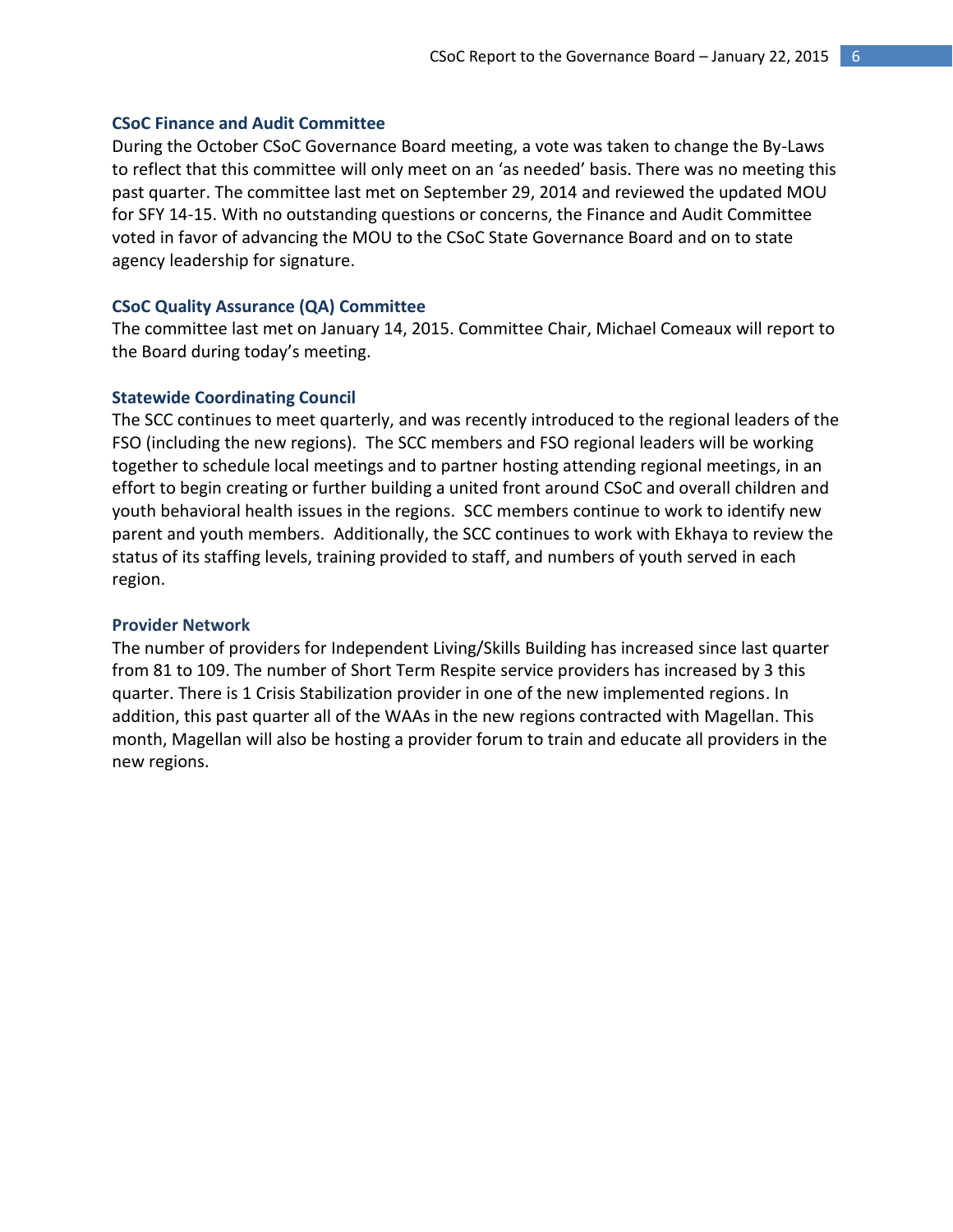### CSoC Finance and Audit Committee

During the October CSoC Governance Board meeting, a vote was taken to change the By-Laws to reflect that this committee will only meet on an 'as needed' basis. There was no meeting this past quarter. The committee last met on September 29, 2014 and reviewed the updated MOU for SFY 14-15. With no outstanding questions or concerns, the Finance and Audit Committee voted in favor of advancing the MOU to the CSoC State Governance Board and on to state agency leadership for signature.

### CSoC Quality Assurance (QA) Committee

The committee last met on January 14, 2015. Committee Chair, Michael Comeaux will report to the Board during today's meeting.

### Statewide Coordinating Council

The SCC continues to meet quarterly, and was recently introduced to the regional leaders of the FSO (including the new regions). The SCC members and FSO regional leaders will be working together to schedule local meetings and to partner hosting attending regional meetings, in an effort to begin creating or further building a united front around CSoC and overall children and youth behavioral health issues in the regions. SCC members continue to work to identify new parent and youth members. Additionally, the SCC continues to work with Ekhaya to review the status of its staffing levels, training provided to staff, and numbers of youth served in each region.

### Provider Network

The number of providers for Independent Living/Skills Building has increased since last quarter from 81 to 109. The number of Short Term Respite service providers has increased by 3 this quarter. There is 1 Crisis Stabilization provider in one of the new implemented regions. In addition, this past quarter all of the WAAs in the new regions contracted with Magellan. This month, Magellan will also be hosting a provider forum to train and educate all providers in the new regions.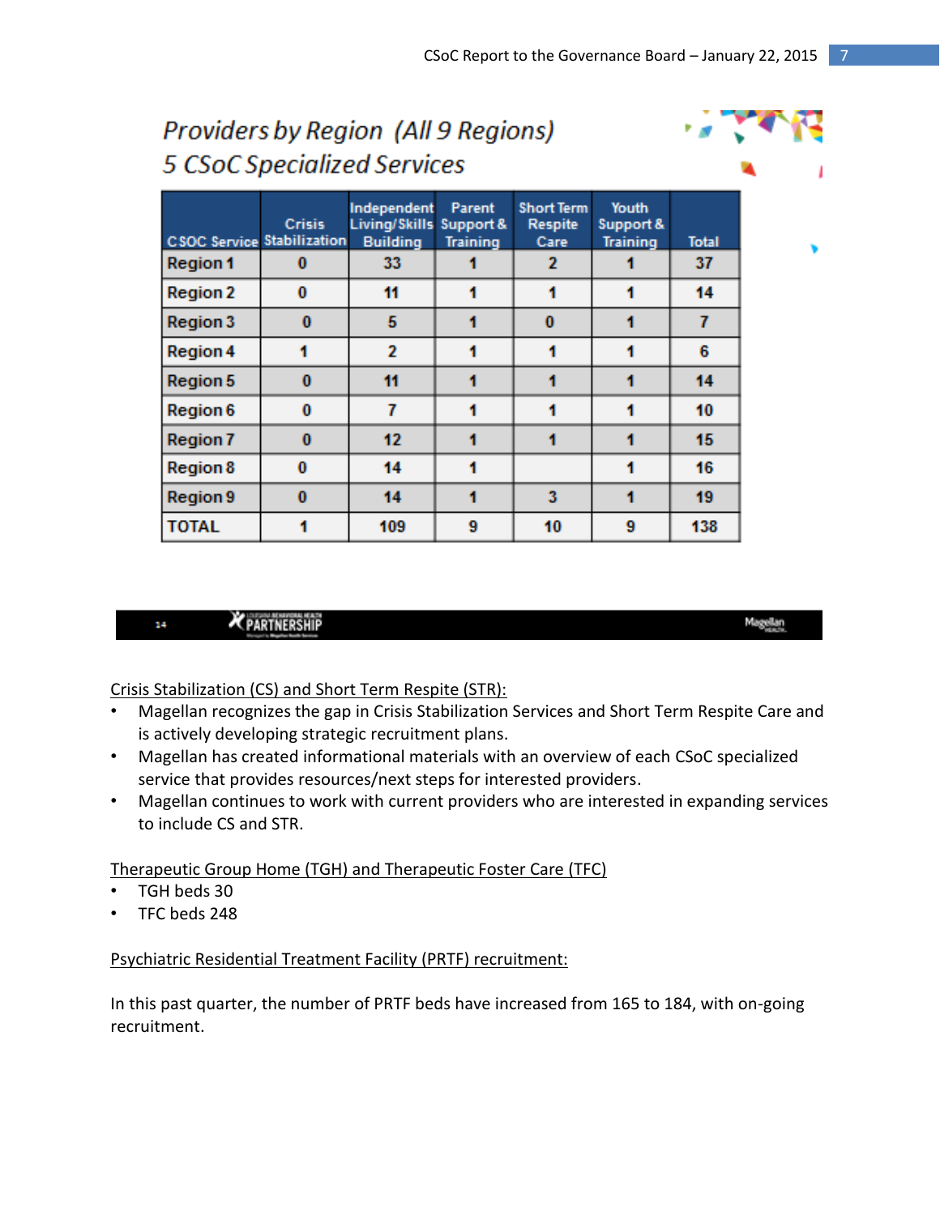## Providers by Region (All 9 Regions)
## 5 CSoC Specialized Services

| CSOC Service | Crisis Stabilization | Independent Living/Skills Building | Parent Support & Training | Short Term Respite Care | Youth Support & Training | Total |
|---|---|---|---|---|---|---|
| Region 1 | 0 | 33 | 1 | 2 | 1 | 37 |
| Region 2 | 0 | 11 | 1 | 1 | 1 | 14 |
| Region 3 | 0 | 5 | 1 | 0 | 1 | 7 |
| Region 4 | 1 | 2 | 1 | 1 | 1 | 6 |
| Region 5 | 0 | 11 | 1 | 1 | 1 | 14 |
| Region 6 | 0 | 7 | 1 | 1 | 1 | 10 |
| Region 7 | 0 | 12 | 1 | 1 | 1 | 15 |
| Region 8 | 0 | 14 | 1 | | 1 | 16 |
| Region 9 | 0 | 14 | 1 | 3 | 1 | 19 |
| TOTAL | 1 | 109 | 9 | 10 | 9 | 138 |

Crisis Stabilization (CS) and Short Term Respite (STR):

- Magellan recognizes the gap in Crisis Stabilization Services and Short Term Respite Care and is actively developing strategic recruitment plans.
- Magellan has created informational materials with an overview of each CSoC specialized service that provides resources/next steps for interested providers.
- Magellan continues to work with current providers who are interested in expanding services to include CS and STR.

Therapeutic Group Home (TGH) and Therapeutic Foster Care (TFC)

- TGH beds 30
- TFC beds 248

Psychiatric Residential Treatment Facility (PRTF) recruitment:

In this past quarter, the number of PRTF beds have increased from 165 to 184, with on-going recruitment.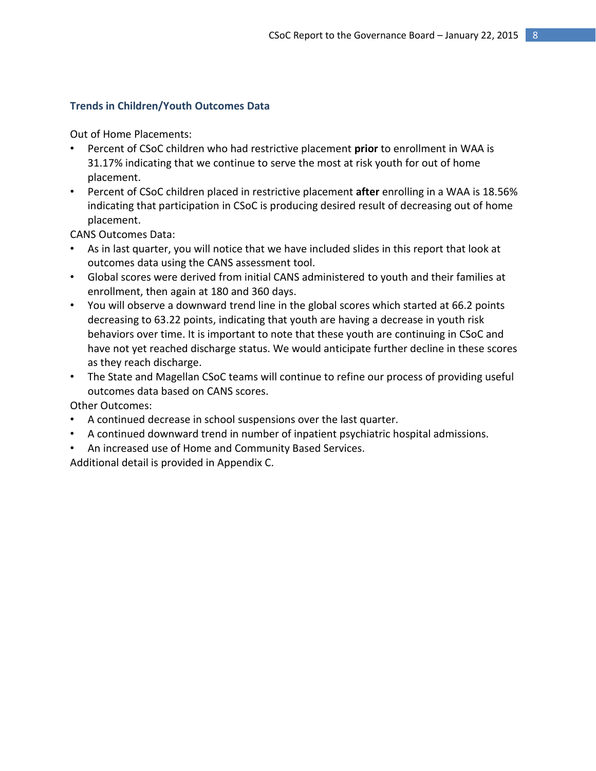### Trends in Children/Youth Outcomes Data

Out of Home Placements:

- Percent of CSoC children who had restrictive placement **prior** to enrollment in WAA is 31.17% indicating that we continue to serve the most at risk youth for out of home placement.
- Percent of CSoC children placed in restrictive placement **after** enrolling in a WAA is 18.56% indicating that participation in CSoC is producing desired result of decreasing out of home placement.

CANS Outcomes Data:

- As in last quarter, you will notice that we have included slides in this report that look at outcomes data using the CANS assessment tool.
- Global scores were derived from initial CANS administered to youth and their families at enrollment, then again at 180 and 360 days.
- You will observe a downward trend line in the global scores which started at 66.2 points decreasing to 63.22 points, indicating that youth are having a decrease in youth risk behaviors over time. It is important to note that these youth are continuing in CSoC and have not yet reached discharge status. We would anticipate further decline in these scores as they reach discharge.
- The State and Magellan CSoC teams will continue to refine our process of providing useful outcomes data based on CANS scores.

Other Outcomes:

- A continued decrease in school suspensions over the last quarter.
- A continued downward trend in number of inpatient psychiatric hospital admissions.
- An increased use of Home and Community Based Services.

Additional detail is provided in Appendix C.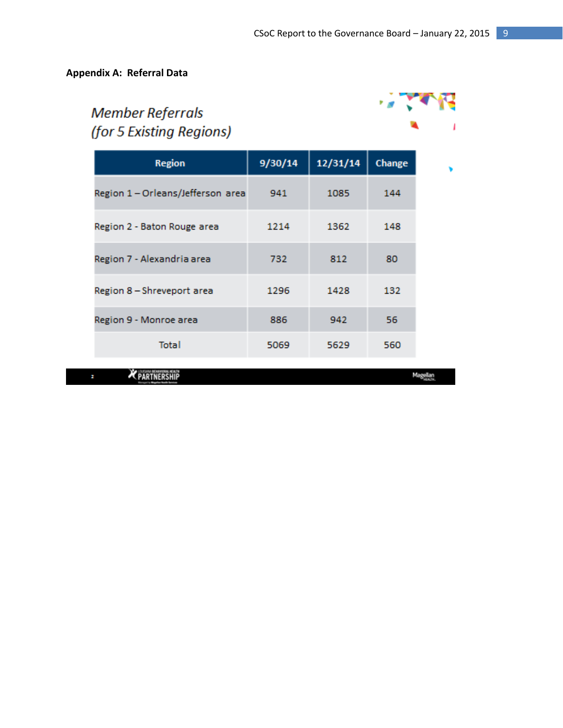**Appendix A: Referral Data**

*Member Referrals*
*(for 5 Existing Regions)*

| Region | 9/30/14 | 12/31/14 | Change |
|---|---|---|---|
| Region 1 – Orleans/Jefferson area | 941 | 1085 | 144 |
| Region 2 - Baton Rouge area | 1214 | 1362 | 148 |
| Region 7 - Alexandria area | 732 | 812 | 80 |
| Region 8 – Shreveport area | 1296 | 1428 | 132 |
| Region 9 - Monroe area | 886 | 942 | 56 |
| Total | 5069 | 5629 | 560 |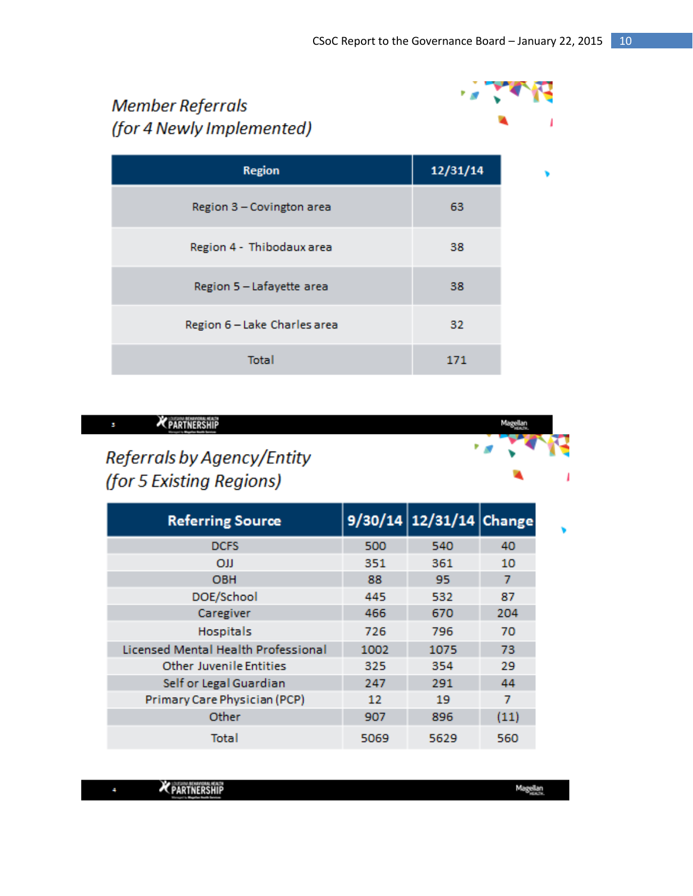## Member Referrals (for 4 Newly Implemented)

| Region | 12/31/14 |
|---|---|
| Region 3 – Covington area | 63 |
| Region 4 - Thibodaux area | 38 |
| Region 5 – Lafayette area | 38 |
| Region 6 – Lake Charles area | 32 |
| Total | 171 |

## Referrals by Agency/Entity (for 5 Existing Regions)

| Referring Source | 9/30/14 | 12/31/14 | Change |
|---|---|---|---|
| DCFS | 500 | 540 | 40 |
| OJJ | 351 | 361 | 10 |
| OBH | 88 | 95 | 7 |
| DOE/School | 445 | 532 | 87 |
| Caregiver | 466 | 670 | 204 |
| Hospitals | 726 | 796 | 70 |
| Licensed Mental Health Professional | 1002 | 1075 | 73 |
| Other Juvenile Entities | 325 | 354 | 29 |
| Self or Legal Guardian | 247 | 291 | 44 |
| Primary Care Physician (PCP) | 12 | 19 | 7 |
| Other | 907 | 896 | (11) |
| Total | 5069 | 5629 | 560 |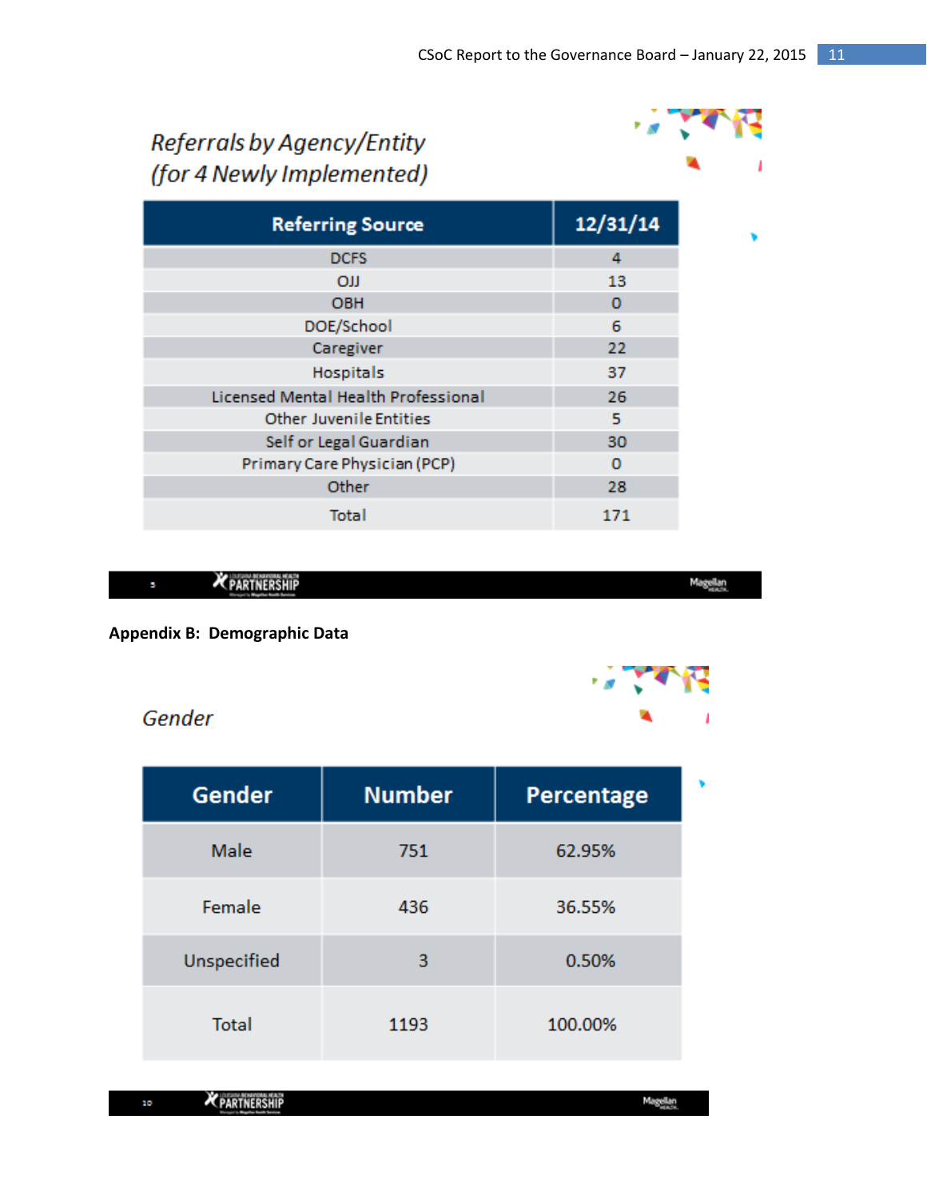*Referrals by Agency/Entity (for 4 Newly Implemented)*

| Referring Source | 12/31/14 |
|---|---|
| DCFS | 4 |
| OJJ | 13 |
| OBH | 0 |
| DOE/School | 6 |
| Caregiver | 22 |
| Hospitals | 37 |
| Licensed Mental Health Professional | 26 |
| Other Juvenile Entities | 5 |
| Self or Legal Guardian | 30 |
| Primary Care Physician (PCP) | 0 |
| Other | 28 |
| Total | 171 |

**Appendix B: Demographic Data**

*Gender*

| Gender | Number | Percentage |
|---|---|---|
| Male | 751 | 62.95% |
| Female | 436 | 36.55% |
| Unspecified | 3 | 0.50% |
| Total | 1193 | 100.00% |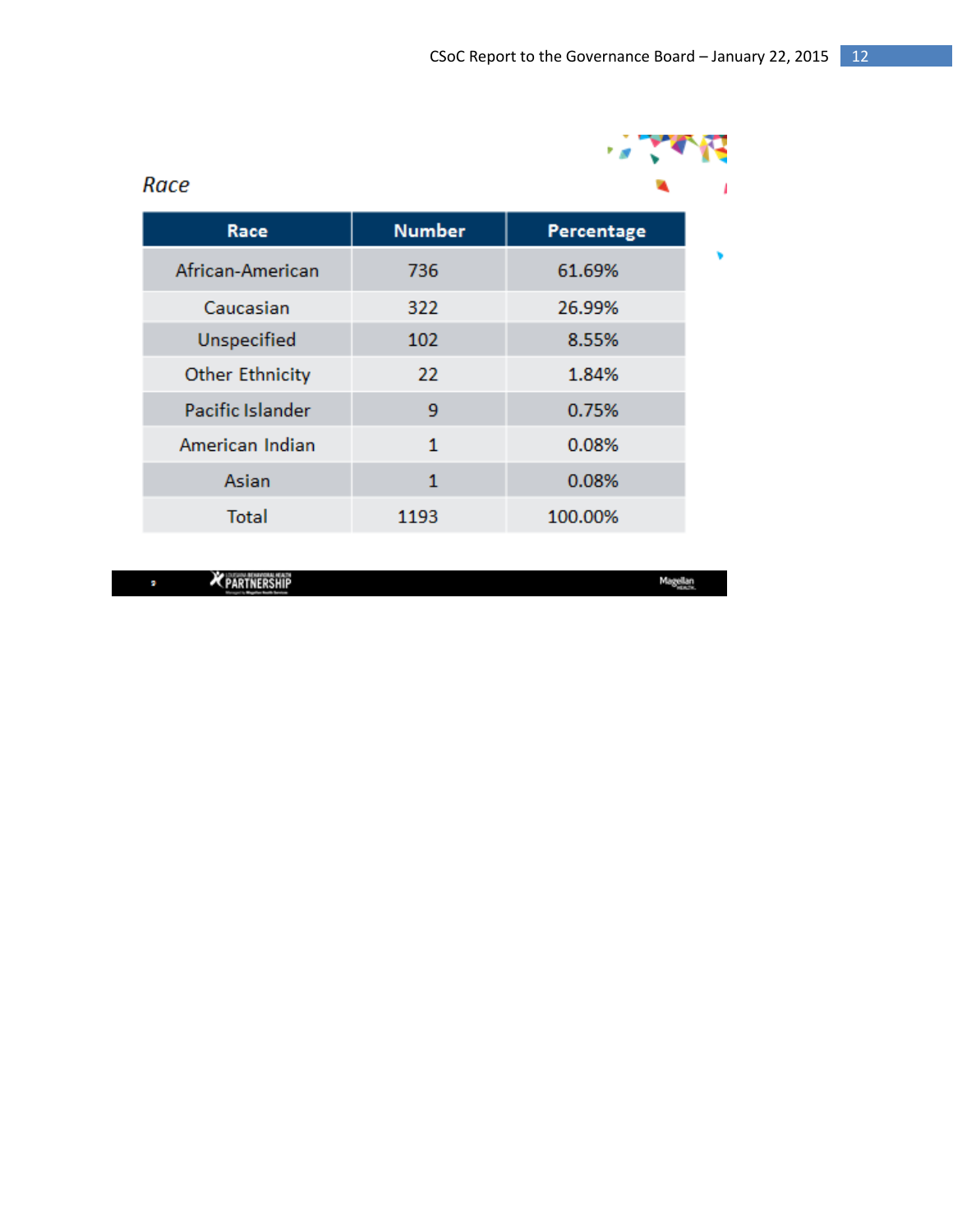*Race*

| Race | Number | Percentage |
|---|---|---|
| African-American | 736 | 61.69% |
| Caucasian | 322 | 26.99% |
| Unspecified | 102 | 8.55% |
| Other Ethnicity | 22 | 1.84% |
| Pacific Islander | 9 | 0.75% |
| American Indian | 1 | 0.08% |
| Asian | 1 | 0.08% |
| Total | 1193 | 100.00% |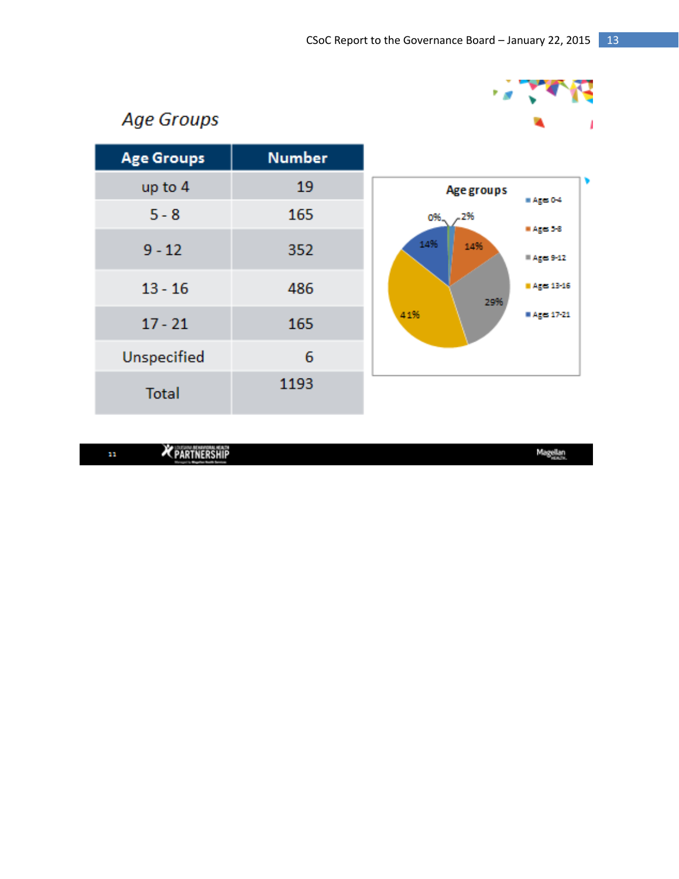## Age Groups

| Age Groups | Number |
| --- | --- |
| up to 4 | 19 |
| 5 - 8 | 165 |
| 9 - 12 | 352 |
| 13 - 16 | 486 |
| 17 - 21 | 165 |
| Unspecified | 6 |
| Total | 1193 |

Age groups

- Ages 0-4: 2%
- Ages 5-8: 14%
- Ages 9-12: 29%
- Ages 13-16: 41%
- Ages 17-21: 14%
- 0%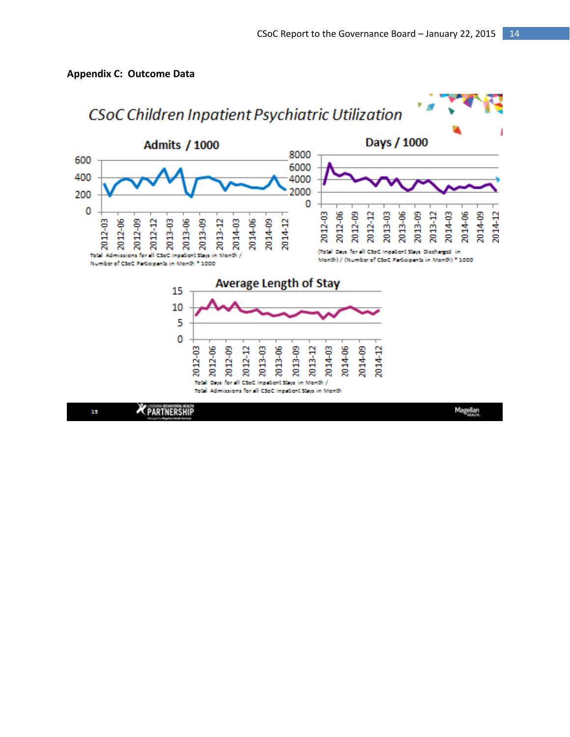## Appendix C: Outcome Data

*CSoC Children Inpatient Psychiatric Utilization*

**Admits / 1000**

Total Admissions for all CSoC Inpatient Stays in Month / Number of CSoC Participants in Month * 1000

**Days / 1000**

(Total Days for all CSoC Inpatient Stays Discharged in Month) / (Number of CSoC Participants in Month) * 1000

**Average Length of Stay**

Total Days for all CSoC Inpatient Stays in Month / Total Admissions for all CSoC Inpatient Stays in Month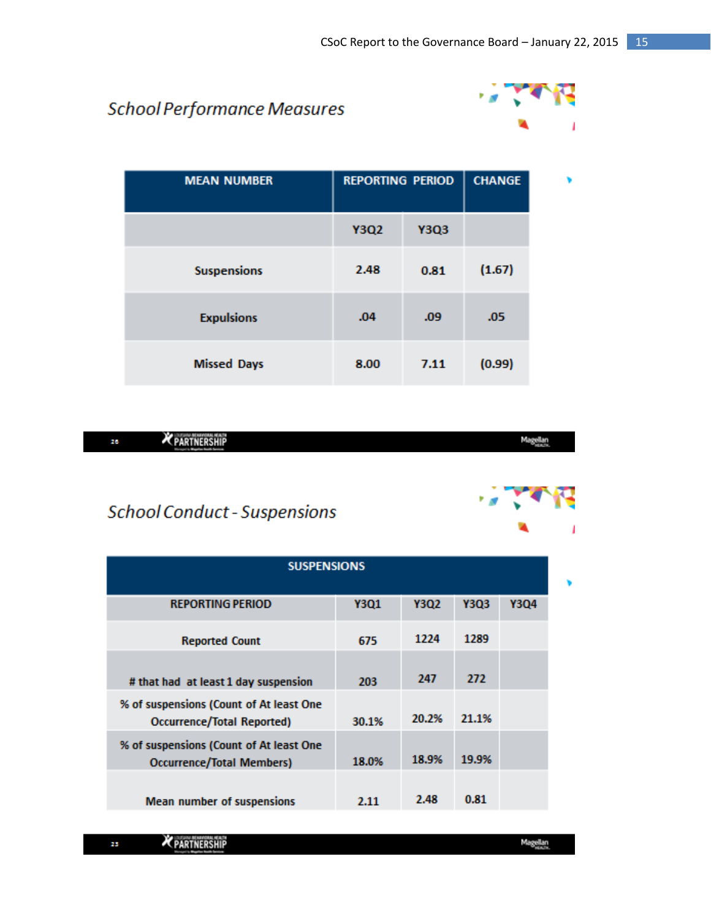## School Performance Measures

| MEAN NUMBER | REPORTING PERIOD | | CHANGE |
|---|---|---|---|
| | Y3Q2 | Y3Q3 | |
| Suspensions | 2.48 | 0.81 | (1.67) |
| Expulsions | .04 | .09 | .05 |
| Missed Days | 8.00 | 7.11 | (0.99) |

## School Conduct - Suspensions

| SUSPENSIONS | | | | |
|---|---|---|---|---|
| REPORTING PERIOD | Y3Q1 | Y3Q2 | Y3Q3 | Y3Q4 |
| Reported Count | 675 | 1224 | 1289 | |
| # that had at least 1 day suspension | 203 | 247 | 272 | |
| % of suspensions (Count of At least One Occurrence/Total Reported) | 30.1% | 20.2% | 21.1% | |
| % of suspensions (Count of At least One Occurrence/Total Members) | 18.0% | 18.9% | 19.9% | |
| Mean number of suspensions | 2.11 | 2.48 | 0.81 | |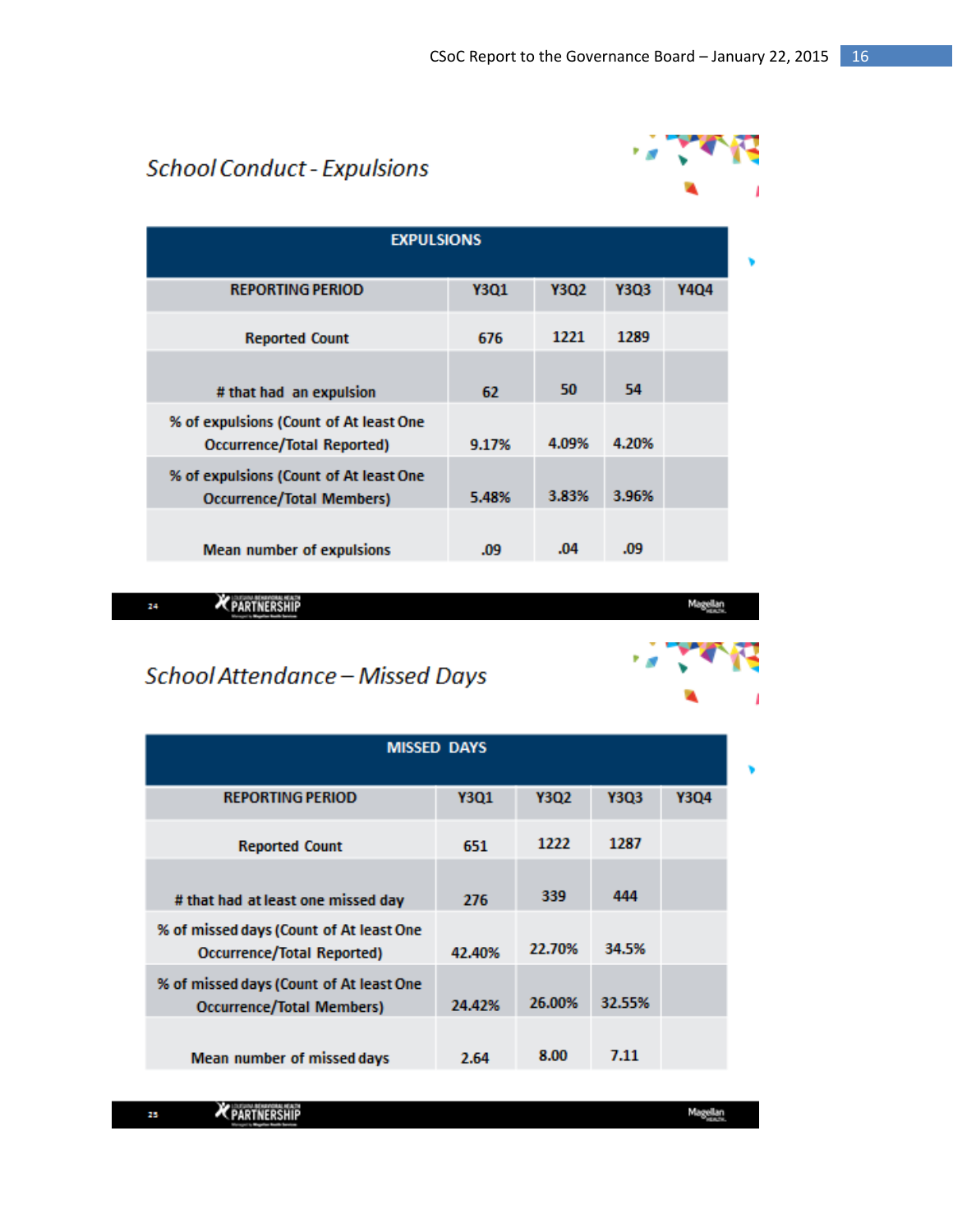## School Conduct - Expulsions

| EXPULSIONS | | | | |
|---|---|---|---|---|
| REPORTING PERIOD | Y3Q1 | Y3Q2 | Y3Q3 | Y4Q4 |
| Reported Count | 676 | 1221 | 1289 | |
| # that had an expulsion | 62 | 50 | 54 | |
| % of expulsions (Count of At least One Occurrence/Total Reported) | 9.17% | 4.09% | 4.20% | |
| % of expulsions (Count of At least One Occurrence/Total Members) | 5.48% | 3.83% | 3.96% | |
| Mean number of expulsions | .09 | .04 | .09 | |

## School Attendance – Missed Days

| MISSED DAYS | | | | |
|---|---|---|---|---|
| REPORTING PERIOD | Y3Q1 | Y3Q2 | Y3Q3 | Y3Q4 |
| Reported Count | 651 | 1222 | 1287 | |
| # that had at least one missed day | 276 | 339 | 444 | |
| % of missed days (Count of At least One Occurrence/Total Reported) | 42.40% | 22.70% | 34.5% | |
| % of missed days (Count of At least One Occurrence/Total Members) | 24.42% | 26.00% | 32.55% | |
| Mean number of missed days | 2.64 | 8.00 | 7.11 | |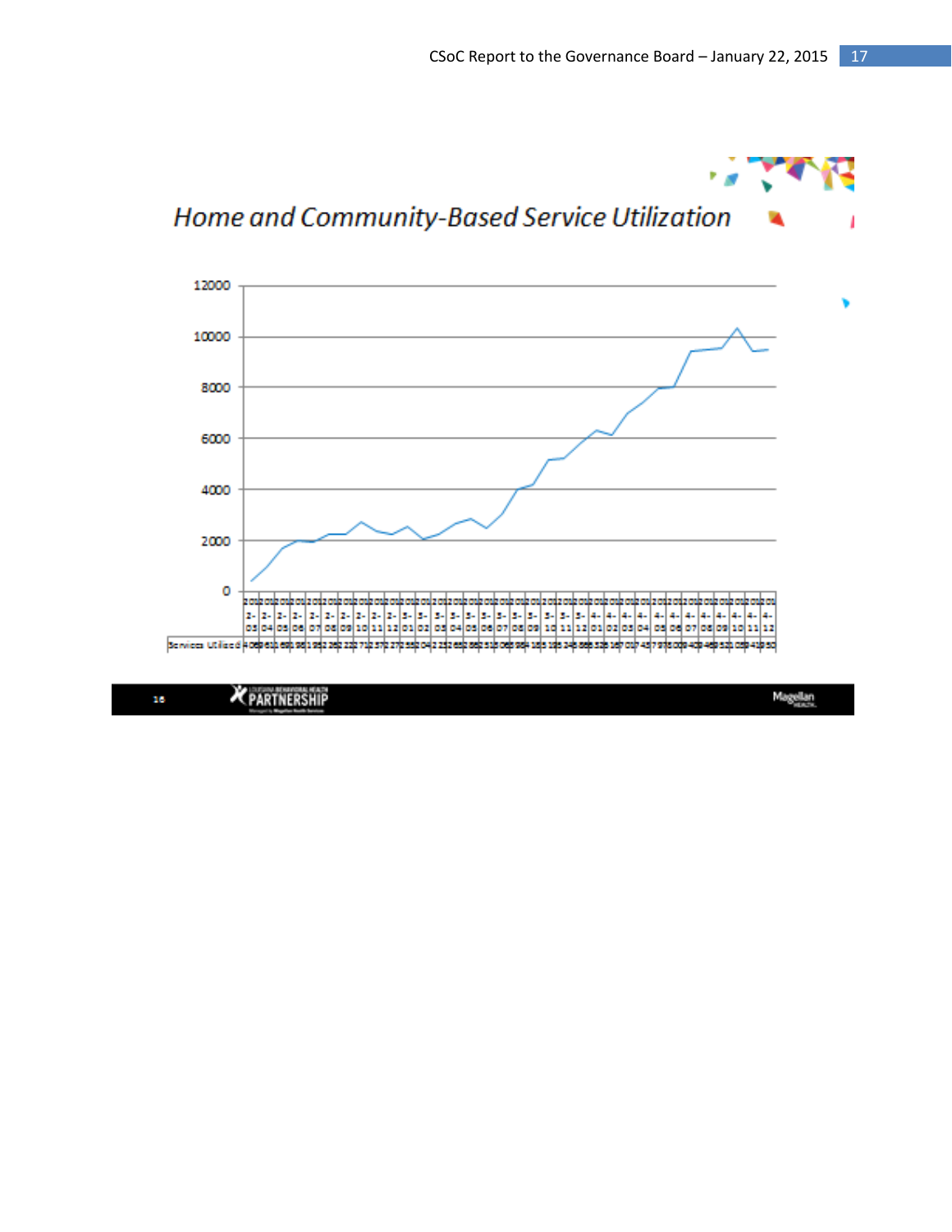## Home and Community-Based Service Utilization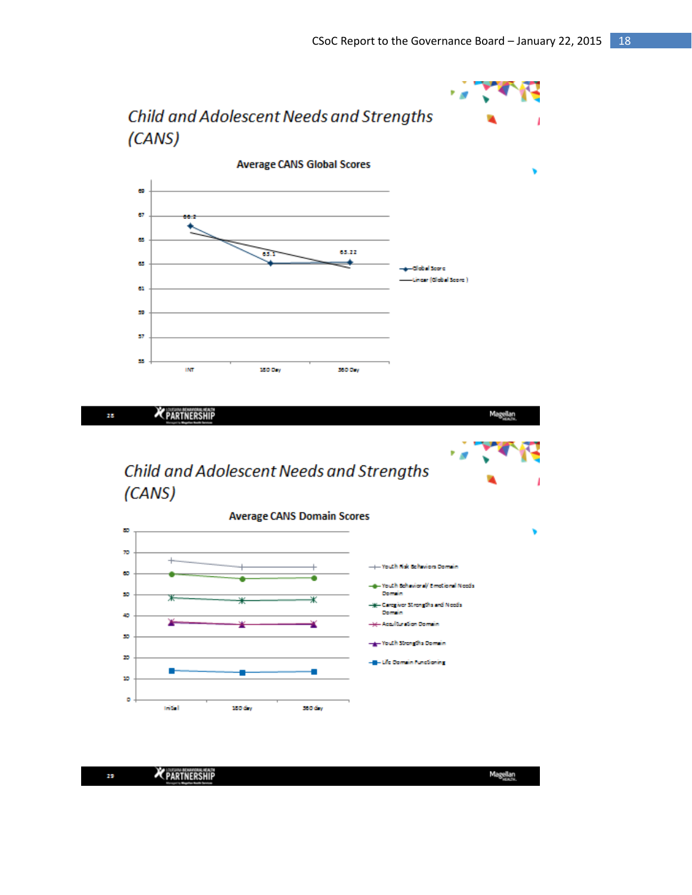## Child and Adolescent Needs and Strengths (CANS)

**Average CANS Global Scores**

69
67
65
63
61
59
57
55

66.2
63.1
63.22

INT
180 Day
360 Day

Global Score
Linear (Global Score)

## Child and Adolescent Needs and Strengths (CANS)

**Average CANS Domain Scores**

80
70
60
50
40
30
20
10
0

Initial
180 day
360 day

Youth Risk Behaviors Domain
Youth Behavioral/ Emotional Needs Domain
Caregiver Strengths and Needs Domain
Acculturation Domain
Youth Strengths Domain
Life Domain Functioning